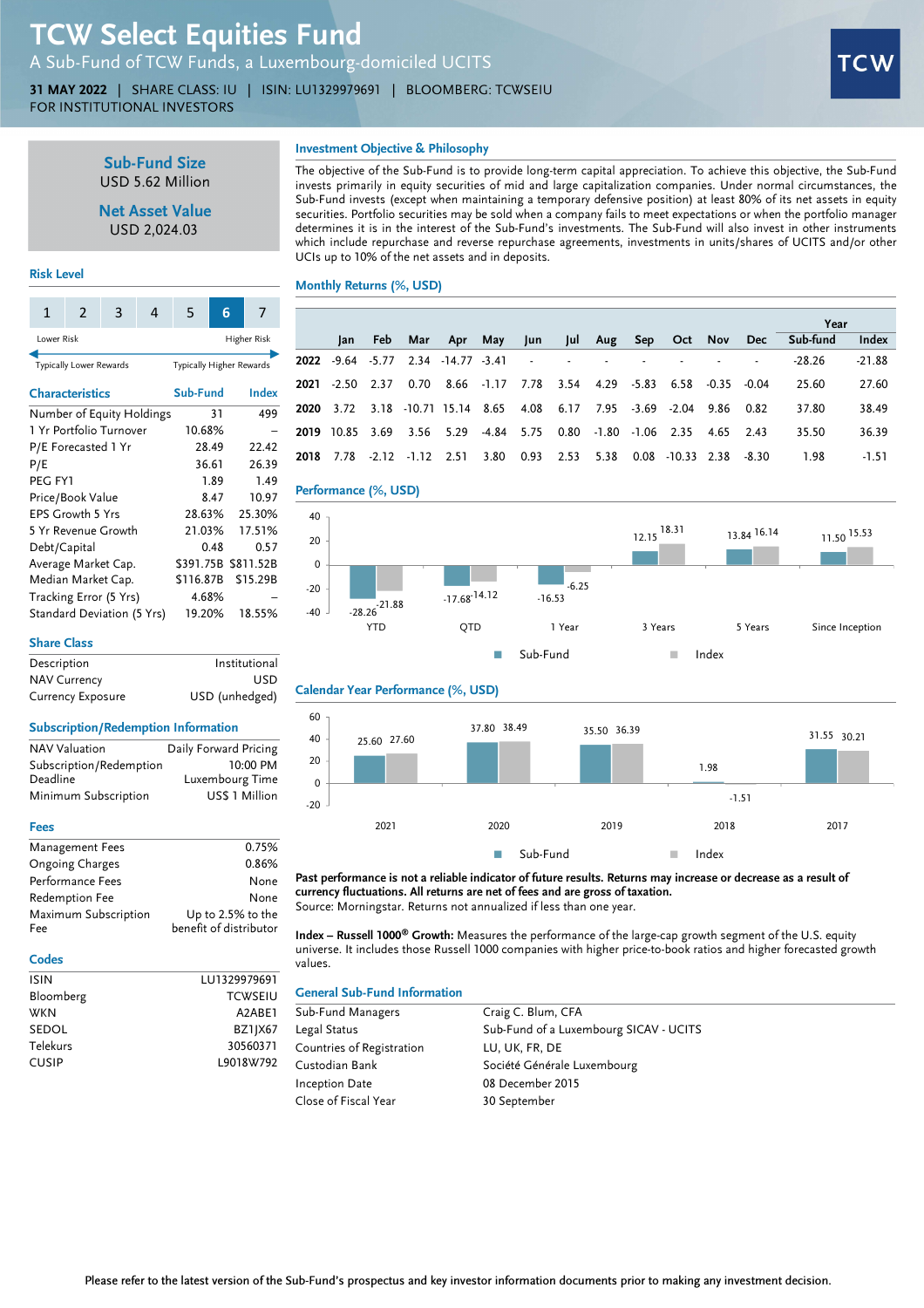# TCW Select Equities Fund

A Sub-Fund of TCW Funds, a Luxembourg-domiciled UCITS

**31 MAY 2022** | SHARE CLASS: IU | ISIN: LU1329979691 | BLOOMBERG: TCWSEIU

FOR INSTITUTIONAL INVESTORS

**Sub-Fund Size**
USD 5.62 Million

**Net Asset Value**
USD 2,024.03

## Risk Level

| 1 | 2 | 3 | 4 | 5 | **6** | 7 |
|---|---|---|---|---|---|---|

Lower Risk — Higher Risk

Typically Lower Rewards — Typically Higher Rewards

## Characteristics

| Characteristics | Sub-Fund | Index |
|---|---|---|
| Number of Equity Holdings | 31 | 499 |
| 1 Yr Portfolio Turnover | 10.68% | – |
| P/E Forecasted 1 Yr | 28.49 | 22.42 |
| P/E | 36.61 | 26.39 |
| PEG FY1 | 1.89 | 1.49 |
| Price/Book Value | 8.47 | 10.97 |
| EPS Growth 5 Yrs | 28.63% | 25.30% |
| 5 Yr Revenue Growth | 21.03% | 17.51% |
| Debt/Capital | 0.48 | 0.57 |
| Average Market Cap. | $391.75B | $811.52B |
| Median Market Cap. | $116.87B | $15.29B |
| Tracking Error (5 Yrs) | 4.68% | – |
| Standard Deviation (5 Yrs) | 19.20% | 18.55% |

## Share Class

| | |
|---|---|
| Description | Institutional |
| NAV Currency | USD |
| Currency Exposure | USD (unhedged) |

## Subscription/Redemption Information

| | |
|---|---|
| NAV Valuation | Daily Forward Pricing |
| Subscription/Redemption Deadline | 10:00 PM Luxembourg Time |
| Minimum Subscription | US$ 1 Million |

## Fees

| | |
|---|---|
| Management Fees | 0.75% |
| Ongoing Charges | 0.86% |
| Performance Fees | None |
| Redemption Fee | None |
| Maximum Subscription Fee | Up to 2.5% to the benefit of distributor |

## Codes

| | |
|---|---|
| ISIN | LU1329979691 |
| Bloomberg | TCWSEIU |
| WKN | A2ABE1 |
| SEDOL | BZ1JX67 |
| Telekurs | 30560371 |
| CUSIP | L9018W792 |

## Investment Objective & Philosophy

The objective of the Sub-Fund is to provide long-term capital appreciation. To achieve this objective, the Sub-Fund invests primarily in equity securities of mid and large capitalization companies. Under normal circumstances, the Sub-Fund invests (except when maintaining a temporary defensive position) at least 80% of its net assets in equity securities. Portfolio securities may be sold when a company fails to meet expectations or when the portfolio manager determines it is in the interest of the Sub-Fund's investments. The Sub-Fund will also invest in other instruments which include repurchase and reverse repurchase agreements, investments in units/shares of UCITS and/or other UCIs up to 10% of the net assets and in deposits.

## Monthly Returns (%, USD)

| | Jan | Feb | Mar | Apr | May | Jun | Jul | Aug | Sep | Oct | Nov | Dec | Year Sub-fund | Year Index |
|---|---|---|---|---|---|---|---|---|---|---|---|---|---|---|
| **2022** | -9.64 | -5.77 | 2.34 | -14.77 | -3.41 | - | - | - | - | - | - | - | -28.26 | -21.88 |
| **2021** | -2.50 | 2.37 | 0.70 | 8.66 | -1.17 | 7.78 | 3.54 | 4.29 | -5.83 | 6.58 | -0.35 | -0.04 | 25.60 | 27.60 |
| **2020** | 3.72 | 3.18 | -10.71 | 15.14 | 8.65 | 4.08 | 6.17 | 7.95 | -3.69 | -2.04 | 9.86 | 0.82 | 37.80 | 38.49 |
| **2019** | 10.85 | 3.69 | 3.56 | 5.29 | -4.84 | 5.75 | 0.80 | -1.80 | -1.06 | 2.35 | 4.65 | 2.43 | 35.50 | 36.39 |
| **2018** | 7.78 | -2.12 | -1.12 | 2.51 | 3.80 | 0.93 | 2.53 | 5.38 | 0.08 | -10.33 | 2.38 | -8.30 | 1.98 | -1.51 |

## Performance (%, USD)

| | YTD | QTD | 1 Year | 3 Years | 5 Years | Since Inception |
|---|---|---|---|---|---|---|
| Sub-Fund | -28.26 | -17.68 | -16.53 | 12.15 | 13.84 | 11.50 |
| Index | -21.88 | -14.12 | -6.25 | 18.31 | 16.14 | 15.53 |

## Calendar Year Performance (%, USD)

| | 2021 | 2020 | 2019 | 2018 | 2017 |
|---|---|---|---|---|---|
| Sub-Fund | 25.60 | 37.80 | 35.50 | 1.98 | 31.55 |
| Index | 27.60 | 38.49 | 36.39 | -1.51 | 30.21 |

**Past performance is not a reliable indicator of future results. Returns may increase or decrease as a result of currency fluctuations. All returns are net of fees and are gross of taxation.**
Source: Morningstar. Returns not annualized if less than one year.

**Index – Russell 1000® Growth:** Measures the performance of the large-cap growth segment of the U.S. equity universe. It includes those Russell 1000 companies with higher price-to-book ratios and higher forecasted growth values.

## General Sub-Fund Information

| | |
|---|---|
| Sub-Fund Managers | Craig C. Blum, CFA |
| Legal Status | Sub-Fund of a Luxembourg SICAV - UCITS |
| Countries of Registration | LU, UK, FR, DE |
| Custodian Bank | Société Générale Luxembourg |
| Inception Date | 08 December 2015 |
| Close of Fiscal Year | 30 September |

Please refer to the latest version of the Sub-Fund's prospectus and key investor information documents prior to making any investment decision.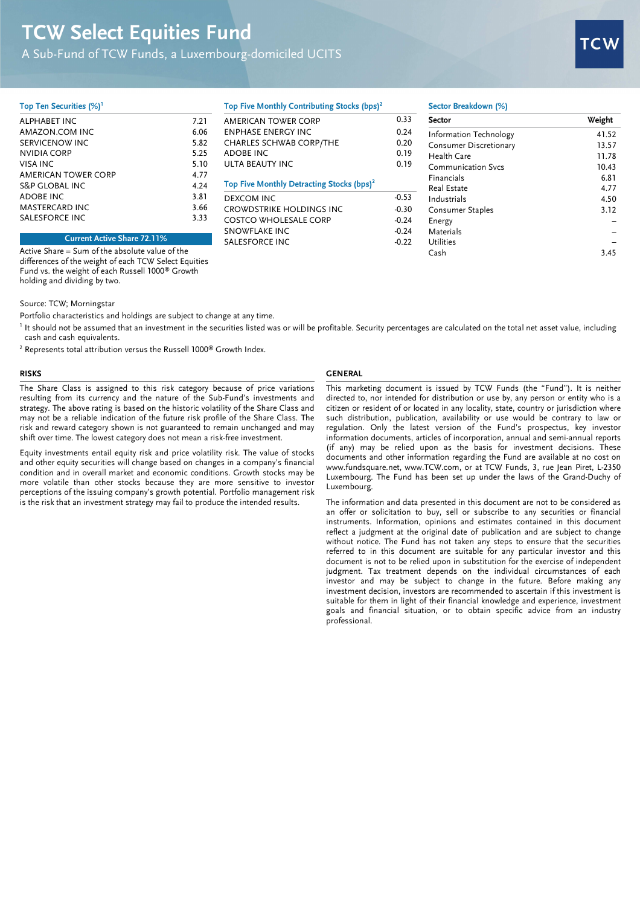# TCW Select Equities Fund

A Sub-Fund of TCW Funds, a Luxembourg-domiciled UCITS

### Top Ten Securities (%)[1]

| | |
|---|---|
| ALPHABET INC | 7.21 |
| AMAZON.COM INC | 6.06 |
| SERVICENOW INC | 5.82 |
| NVIDIA CORP | 5.25 |
| VISA INC | 5.10 |
| AMERICAN TOWER CORP | 4.77 |
| S&P GLOBAL INC | 4.24 |
| ADOBE INC | 3.81 |
| MASTERCARD INC | 3.66 |
| SALESFORCE INC | 3.33 |

**Current Active Share 72.11%**

Active Share = Sum of the absolute value of the differences of the weight of each TCW Select Equities Fund vs. the weight of each Russell 1000® Growth holding and dividing by two.

### Top Five Monthly Contributing Stocks (bps)[2]

| | |
|---|---|
| AMERICAN TOWER CORP | 0.33 |
| ENPHASE ENERGY INC | 0.24 |
| CHARLES SCHWAB CORP/THE | 0.20 |
| ADOBE INC | 0.19 |
| ULTA BEAUTY INC | 0.19 |

### Top Five Monthly Detracting Stocks (bps)[2]

| | |
|---|---|
| DEXCOM INC | -0.53 |
| CROWDSTRIKE HOLDINGS INC | -0.30 |
| COSTCO WHOLESALE CORP | -0.24 |
| SNOWFLAKE INC | -0.24 |
| SALESFORCE INC | -0.22 |

### Sector Breakdown (%)

| Sector | Weight |
|---|---|
| Information Technology | 41.52 |
| Consumer Discretionary | 13.57 |
| Health Care | 11.78 |
| Communication Svcs | 10.43 |
| Financials | 6.81 |
| Real Estate | 4.77 |
| Industrials | 4.50 |
| Consumer Staples | 3.12 |
| Energy | – |
| Materials | – |
| Utilities | – |
| Cash | 3.45 |

Source: TCW; Morningstar

Portfolio characteristics and holdings are subject to change at any time.

[1] It should not be assumed that an investment in the securities listed was or will be profitable. Security percentages are calculated on the total net asset value, including cash and cash equivalents.

[2] Represents total attribution versus the Russell 1000® Growth Index.

## RISKS

The Share Class is assigned to this risk category because of price variations resulting from its currency and the nature of the Sub-Fund's investments and strategy. The above rating is based on the historic volatility of the Share Class and may not be a reliable indication of the future risk profile of the Share Class. The risk and reward category shown is not guaranteed to remain unchanged and may shift over time. The lowest category does not mean a risk-free investment.

Equity investments entail equity risk and price volatility risk. The value of stocks and other equity securities will change based on changes in a company's financial condition and in overall market and economic conditions. Growth stocks may be more volatile than other stocks because they are more sensitive to investor perceptions of the issuing company's growth potential. Portfolio management risk is the risk that an investment strategy may fail to produce the intended results.

## GENERAL

This marketing document is issued by TCW Funds (the "Fund"). It is neither directed to, nor intended for distribution or use by, any person or entity who is a citizen or resident of or located in any locality, state, country or jurisdiction where such distribution, publication, availability or use would be contrary to law or regulation. Only the latest version of the Fund's prospectus, key investor information documents, articles of incorporation, annual and semi-annual reports (if any) may be relied upon as the basis for investment decisions. These documents and other information regarding the Fund are available at no cost on www.fundsquare.net, www.TCW.com, or at TCW Funds, 3, rue Jean Piret, L-2350 Luxembourg. The Fund has been set up under the laws of the Grand-Duchy of Luxembourg.

The information and data presented in this document are not to be considered as an offer or solicitation to buy, sell or subscribe to any securities or financial instruments. Information, opinions and estimates contained in this document reflect a judgment at the original date of publication and are subject to change without notice. The Fund has not taken any steps to ensure that the securities referred to in this document are suitable for any particular investor and this document is not to be relied upon in substitution for the exercise of independent judgment. Tax treatment depends on the individual circumstances of each investor and may be subject to change in the future. Before making any investment decision, investors are recommended to ascertain if this investment is suitable for them in light of their financial knowledge and experience, investment goals and financial situation, or to obtain specific advice from an industry professional.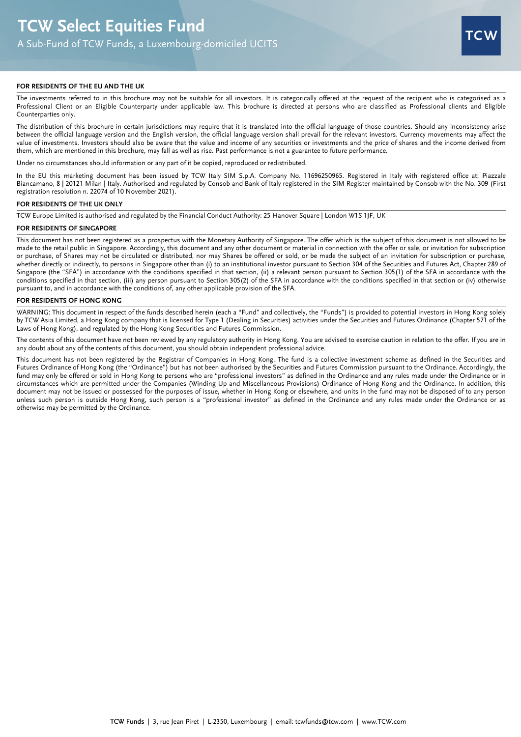# TCW Select Equities Fund

A Sub-Fund of TCW Funds, a Luxembourg-domiciled UCITS

TCW

## FOR RESIDENTS OF THE EU AND THE UK

The investments referred to in this brochure may not be suitable for all investors. It is categorically offered at the request of the recipient who is categorised as a Professional Client or an Eligible Counterparty under applicable law. This brochure is directed at persons who are classified as Professional clients and Eligible Counterparties only.

The distribution of this brochure in certain jurisdictions may require that it is translated into the official language of those countries. Should any inconsistency arise between the official language version and the English version, the official language version shall prevail for the relevant investors. Currency movements may affect the value of investments. Investors should also be aware that the value and income of any securities or investments and the price of shares and the income derived from them, which are mentioned in this brochure, may fall as well as rise. Past performance is not a guarantee to future performance.

Under no circumstances should information or any part of it be copied, reproduced or redistributed.

In the EU this marketing document has been issued by TCW Italy SIM S.p.A. Company No. 11696250965. Registered in Italy with registered office at: Piazzale Biancamano, 8 | 20121 Milan | Italy. Authorised and regulated by Consob and Bank of Italy registered in the SIM Register maintained by Consob with the No. 309 (First registration resolution n. 22074 of 10 November 2021).

## FOR RESIDENTS OF THE UK ONLY

TCW Europe Limited is authorised and regulated by the Financial Conduct Authority: 25 Hanover Square | London W1S 1JF, UK

## FOR RESIDENTS OF SINGAPORE

This document has not been registered as a prospectus with the Monetary Authority of Singapore. The offer which is the subject of this document is not allowed to be made to the retail public in Singapore. Accordingly, this document and any other document or material in connection with the offer or sale, or invitation for subscription or purchase, of Shares may not be circulated or distributed, nor may Shares be offered or sold, or be made the subject of an invitation for subscription or purchase, whether directly or indirectly, to persons in Singapore other than (i) to an institutional investor pursuant to Section 304 of the Securities and Futures Act, Chapter 289 of Singapore (the "SFA") in accordance with the conditions specified in that section, (ii) a relevant person pursuant to Section 305(1) of the SFA in accordance with the conditions specified in that section, (iii) any person pursuant to Section 305(2) of the SFA in accordance with the conditions specified in that section or (iv) otherwise pursuant to, and in accordance with the conditions of, any other applicable provision of the SFA.

## FOR RESIDENTS OF HONG KONG

WARNING: This document in respect of the funds described herein (each a "Fund" and collectively, the "Funds") is provided to potential investors in Hong Kong solely by TCW Asia Limited, a Hong Kong company that is licensed for Type 1 (Dealing in Securities) activities under the Securities and Futures Ordinance (Chapter 571 of the Laws of Hong Kong), and regulated by the Hong Kong Securities and Futures Commission.

The contents of this document have not been reviewed by any regulatory authority in Hong Kong. You are advised to exercise caution in relation to the offer. If you are in any doubt about any of the contents of this document, you should obtain independent professional advice.

This document has not been registered by the Registrar of Companies in Hong Kong. The fund is a collective investment scheme as defined in the Securities and Futures Ordinance of Hong Kong (the "Ordinance") but has not been authorised by the Securities and Futures Commission pursuant to the Ordinance. Accordingly, the fund may only be offered or sold in Hong Kong to persons who are "professional investors" as defined in the Ordinance and any rules made under the Ordinance or in circumstances which are permitted under the Companies (Winding Up and Miscellaneous Provisions) Ordinance of Hong Kong and the Ordinance. In addition, this document may not be issued or possessed for the purposes of issue, whether in Hong Kong or elsewhere, and units in the fund may not be disposed of to any person unless such person is outside Hong Kong, such person is a "professional investor" as defined in the Ordinance and any rules made under the Ordinance or as otherwise may be permitted by the Ordinance.

**TCW Funds** | 3, rue Jean Piret | L-2350, Luxembourg | email: tcwfunds@tcw.com | www.TCW.com